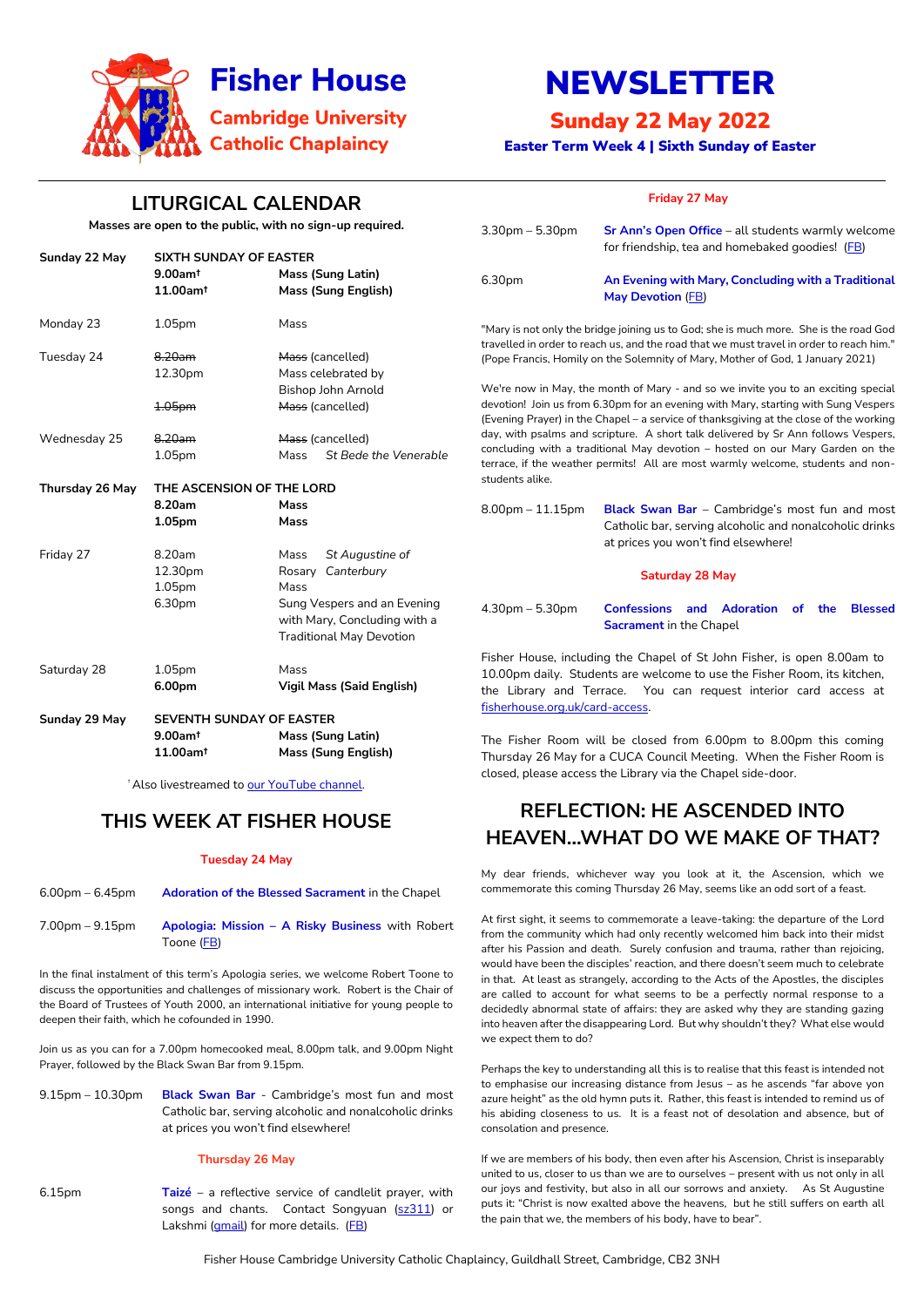# Fisher House

## Cambridge University Catholic Chaplaincy

# NEWSLETTER

## Sunday 22 May 2022

### Easter Term Week 4 | Sixth Sunday of Easter

## LITURGICAL CALENDAR

**Masses are open to the public, with no sign-up required.**

| | | |
|---|---|---|
| **Sunday 22 May** | **SIXTH SUNDAY OF EASTER** | |
| | **9.00am†** | **Mass (Sung Latin)** |
| | **11.00am†** | **Mass (Sung English)** |
| Monday 23 | 1.05pm | Mass |
| Tuesday 24 | ~~8.20am~~ | ~~Mass~~ (cancelled) |
| | 12.30pm | Mass celebrated by Bishop John Arnold |
| | ~~1.05pm~~ | ~~Mass~~ (cancelled) |
| Wednesday 25 | ~~8.20am~~ | ~~Mass~~ (cancelled) |
| | 1.05pm | Mass *St Bede the Venerable* |
| **Thursday 26 May** | **THE ASCENSION OF THE LORD** | |
| | **8.20am** | **Mass** |
| | **1.05pm** | **Mass** |
| Friday 27 | 8.20am | Mass *St Augustine of Canterbury* |
| | 12.30pm | Rosary |
| | 1.05pm | Mass |
| | 6.30pm | Sung Vespers and an Evening with Mary, Concluding with a Traditional May Devotion |
| Saturday 28 | 1.05pm | Mass |
| | **6.00pm** | **Vigil Mass (Said English)** |
| **Sunday 29 May** | **SEVENTH SUNDAY OF EASTER** | |
| | **9.00am†** | **Mass (Sung Latin)** |
| | **11.00am†** | **Mass (Sung English)** |

† Also livestreamed to our YouTube channel.

## THIS WEEK AT FISHER HOUSE

### Tuesday 24 May

6.00pm – 6.45pm — **Adoration of the Blessed Sacrament** in the Chapel

7.00pm – 9.15pm — **Apologia: Mission – A Risky Business** with Robert Toone (FB)

In the final instalment of this term's Apologia series, we welcome Robert Toone to discuss the opportunities and challenges of missionary work. Robert is the Chair of the Board of Trustees of Youth 2000, an international initiative for young people to deepen their faith, which he cofounded in 1990.

Join us as you can for a 7.00pm homecooked meal, 8.00pm talk, and 9.00pm Night Prayer, followed by the Black Swan Bar from 9.15pm.

9.15pm – 10.30pm — **Black Swan Bar** - Cambridge's most fun and most Catholic bar, serving alcoholic and nonalcoholic drinks at prices you won't find elsewhere!

### Thursday 26 May

6.15pm — **Taizé** – a reflective service of candlelit prayer, with songs and chants. Contact Songyuan (sz311) or Lakshmi (gmail) for more details. (FB)

### Friday 27 May

3.30pm – 5.30pm — **Sr Ann's Open Office** – all students warmly welcome for friendship, tea and homebaked goodies! (FB)

6.30pm — **An Evening with Mary, Concluding with a Traditional May Devotion** (FB)

"Mary is not only the bridge joining us to God; she is much more. She is the road God travelled in order to reach us, and the road that we must travel in order to reach him." (Pope Francis, Homily on the Solemnity of Mary, Mother of God, 1 January 2021)

We're now in May, the month of Mary - and so we invite you to an exciting special devotion! Join us from 6.30pm for an evening with Mary, starting with Sung Vespers (Evening Prayer) in the Chapel – a service of thanksgiving at the close of the working day, with psalms and scripture. A short talk delivered by Sr Ann follows Vespers, concluding with a traditional May devotion – hosted on our Mary Garden on the terrace, if the weather permits! All are most warmly welcome, students and non-students alike.

8.00pm – 11.15pm — **Black Swan Bar** – Cambridge's most fun and most Catholic bar, serving alcoholic and nonalcoholic drinks at prices you won't find elsewhere!

### Saturday 28 May

4.30pm – 5.30pm — **Confessions and Adoration of the Blessed Sacrament** in the Chapel

Fisher House, including the Chapel of St John Fisher, is open 8.00am to 10.00pm daily. Students are welcome to use the Fisher Room, its kitchen, the Library and Terrace. You can request interior card access at fisherhouse.org.uk/card-access.

The Fisher Room will be closed from 6.00pm to 8.00pm this coming Thursday 26 May for a CUCA Council Meeting. When the Fisher Room is closed, please access the Library via the Chapel side-door.

## REFLECTION: HE ASCENDED INTO HEAVEN...WHAT DO WE MAKE OF THAT?

My dear friends, whichever way you look at it, the Ascension, which we commemorate this coming Thursday 26 May, seems like an odd sort of a feast.

At first sight, it seems to commemorate a leave-taking: the departure of the Lord from the community which had only recently welcomed him back into their midst after his Passion and death. Surely confusion and trauma, rather than rejoicing, would have been the disciples' reaction, and there doesn't seem much to celebrate in that. At least as strangely, according to the Acts of the Apostles, the disciples are called to account for what seems to be a perfectly normal response to a decidedly abnormal state of affairs: they are asked why they are standing gazing into heaven after the disappearing Lord. But why shouldn't they? What else would we expect them to do?

Perhaps the key to understanding all this is to realise that this feast is intended not to emphasise our increasing distance from Jesus – as he ascends "far above you azure height" as the old hymn puts it. Rather, this feast is intended to remind us of his abiding closeness to us. It is a feast not of desolation and absence, but of consolation and presence.

If we are members of his body, then even after his Ascension, Christ is inseparably united to us, closer to us than we are to ourselves – present with us not only in all our joys and festivity, but also in all our sorrows and anxiety. As St Augustine puts it: "Christ is now exalted above the heavens, but he still suffers on earth all the pain that we, the members of his body, have to bear".

Fisher House Cambridge University Catholic Chaplaincy, Guildhall Street, Cambridge, CB2 3NH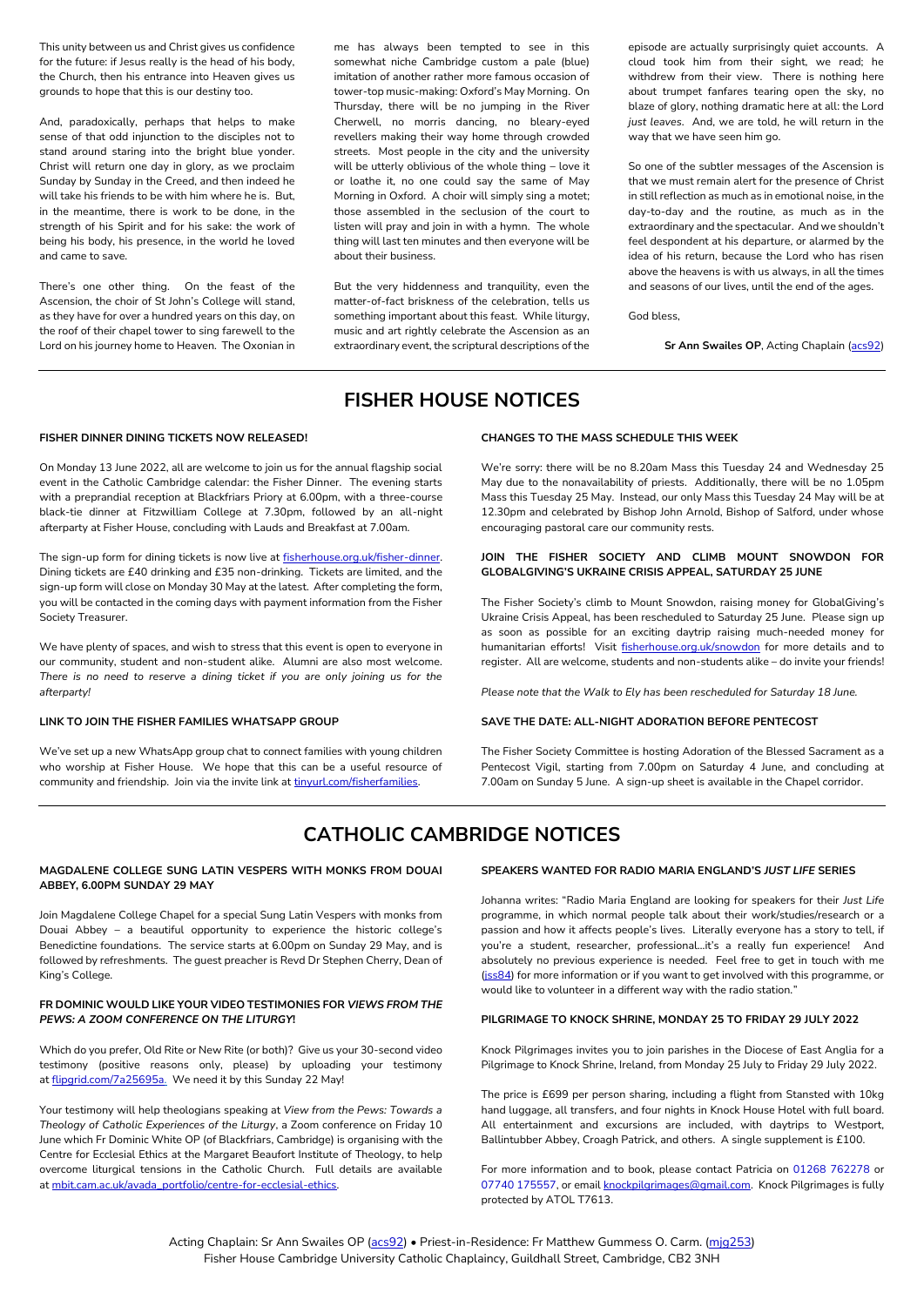This unity between us and Christ gives us confidence for the future: if Jesus really is the head of his body, the Church, then his entrance into Heaven gives us grounds to hope that this is our destiny too.

And, paradoxically, perhaps that helps to make sense of that odd injunction to the disciples not to stand around staring into the bright blue yonder. Christ will return one day in glory, as we proclaim Sunday by Sunday in the Creed, and then indeed he will take his friends to be with him where he is. But, in the meantime, there is work to be done, in the strength of his Spirit and for his sake: the work of being his body, his presence, in the world he loved and came to save.

There's one other thing. On the feast of the Ascension, the choir of St John's College will stand, as they have for over a hundred years on this day, on the roof of their chapel tower to sing farewell to the Lord on his journey home to Heaven. The Oxonian in me has always been tempted to see in this somewhat niche Cambridge custom a pale (blue) imitation of another rather more famous occasion of tower-top music-making: Oxford's May Morning. On Thursday, there will be no jumping in the River Cherwell, no morris dancing, no bleary-eyed revellers making their way home through crowded streets. Most people in the city and the university will be utterly oblivious of the whole thing – love it or loathe it, no one could say the same of May Morning in Oxford. A choir will simply sing a motet; those assembled in the seclusion of the court to listen will pray and join in with a hymn. The whole thing will last ten minutes and then everyone will be about their business.

But the very hiddenness and tranquility, even the matter-of-fact briskness of the celebration, tells us something important about this feast. While liturgy, music and art rightly celebrate the Ascension as an extraordinary event, the scriptural descriptions of the episode are actually surprisingly quiet accounts. A cloud took him from their sight, we read; he withdrew from their view. There is nothing here about trumpet fanfares tearing open the sky, no blaze of glory, nothing dramatic here at all: the Lord *just leaves*. And, we are told, he will return in the way that we have seen him go.

So one of the subtler messages of the Ascension is that we must remain alert for the presence of Christ in still reflection as much as in emotional noise, in the day-to-day and the routine, as much as in the extraordinary and the spectacular. And we shouldn't feel despondent at his departure, or alarmed by the idea of his return, because the Lord who has risen above the heavens is with us always, in all the times and seasons of our lives, until the end of the ages.

God bless,

**Sr Ann Swailes OP**, Acting Chaplain (acs92)

# FISHER HOUSE NOTICES

**FISHER DINNER DINING TICKETS NOW RELEASED!**

On Monday 13 June 2022, all are welcome to join us for the annual flagship social event in the Catholic Cambridge calendar: the Fisher Dinner. The evening starts with a preprandial reception at Blackfriars Priory at 6.00pm, with a three-course black-tie dinner at Fitzwilliam College at 7.30pm, followed by an all-night afterparty at Fisher House, concluding with Lauds and Breakfast at 7.00am.

The sign-up form for dining tickets is now live at fisherhouse.org.uk/fisher-dinner. Dining tickets are £40 drinking and £35 non-drinking. Tickets are limited, and the sign-up form will close on Monday 30 May at the latest. After completing the form, you will be contacted in the coming days with payment information from the Fisher Society Treasurer.

We have plenty of spaces, and wish to stress that this event is open to everyone in our community, student and non-student alike. Alumni are also most welcome. *There is no need to reserve a dining ticket if you are only joining us for the afterparty!*

**LINK TO JOIN THE FISHER FAMILIES WHATSAPP GROUP**

We've set up a new WhatsApp group chat to connect families with young children who worship at Fisher House. We hope that this can be a useful resource of community and friendship. Join via the invite link at tinyurl.com/fisherfamilies.

**CHANGES TO THE MASS SCHEDULE THIS WEEK**

We're sorry: there will be no 8.20am Mass this Tuesday 24 and Wednesday 25 May due to the nonavailability of priests. Additionally, there will be no 1.05pm Mass this Tuesday 25 May. Instead, our only Mass this Tuesday 24 May will be at 12.30pm and celebrated by Bishop John Arnold, Bishop of Salford, under whose encouraging pastoral care our community rests.

**JOIN THE FISHER SOCIETY AND CLIMB MOUNT SNOWDON FOR GLOBALGIVING'S UKRAINE CRISIS APPEAL, SATURDAY 25 JUNE**

The Fisher Society's climb to Mount Snowdon, raising money for GlobalGiving's Ukraine Crisis Appeal, has been rescheduled to Saturday 25 June. Please sign up as soon as possible for an exciting daytrip raising much-needed money for humanitarian efforts! Visit fisherhouse.org.uk/snowdon for more details and to register. All are welcome, students and non-students alike – do invite your friends!

*Please note that the Walk to Ely has been rescheduled for Saturday 18 June.*

**SAVE THE DATE: ALL-NIGHT ADORATION BEFORE PENTECOST**

The Fisher Society Committee is hosting Adoration of the Blessed Sacrament as a Pentecost Vigil, starting from 7.00pm on Saturday 4 June, and concluding at 7.00am on Sunday 5 June. A sign-up sheet is available in the Chapel corridor.

# CATHOLIC CAMBRIDGE NOTICES

**MAGDALENE COLLEGE SUNG LATIN VESPERS WITH MONKS FROM DOUAI ABBEY, 6.00PM SUNDAY 29 MAY**

Join Magdalene College Chapel for a special Sung Latin Vespers with monks from Douai Abbey – a beautiful opportunity to experience the historic college's Benedictine foundations. The service starts at 6.00pm on Sunday 29 May, and is followed by refreshments. The guest preacher is Revd Dr Stephen Cherry, Dean of King's College.

**FR DOMINIC WOULD LIKE YOUR VIDEO TESTIMONIES FOR *VIEWS FROM THE PEWS: A ZOOM CONFERENCE ON THE LITURGY*!**

Which do you prefer, Old Rite or New Rite (or both)? Give us your 30-second video testimony (positive reasons only, please) by uploading your testimony at flipgrid.com/7a25695a. We need it by this Sunday 22 May!

Your testimony will help theologians speaking at *View from the Pews: Towards a Theology of Catholic Experiences of the Liturgy*, a Zoom conference on Friday 10 June which Fr Dominic White OP (of Blackfriars, Cambridge) is organising with the Centre for Ecclesial Ethics at the Margaret Beaufort Institute of Theology, to help overcome liturgical tensions in the Catholic Church. Full details are available at mbit.cam.ac.uk/avada_portfolio/centre-for-ecclesial-ethics.

**SPEAKERS WANTED FOR RADIO MARIA ENGLAND'S *JUST LIFE* SERIES**

Johanna writes: "Radio Maria England are looking for speakers for their *Just Life* programme, in which normal people talk about their work/studies/research or a passion and how it affects people's lives. Literally everyone has a story to tell, if you're a student, researcher, professional…it's a really fun experience! And absolutely no previous experience is needed. Feel free to get in touch with me (jss84) for more information or if you want to get involved with this programme, or would like to volunteer in a different way with the radio station."

**PILGRIMAGE TO KNOCK SHRINE, MONDAY 25 TO FRIDAY 29 JULY 2022**

Knock Pilgrimages invites you to join parishes in the Diocese of East Anglia for a Pilgrimage to Knock Shrine, Ireland, from Monday 25 July to Friday 29 July 2022.

The price is £699 per person sharing, including a flight from Stansted with 10kg hand luggage, all transfers, and four nights in Knock House Hotel with full board. All entertainment and excursions are included, with daytrips to Westport, Ballintubber Abbey, Croagh Patrick, and others. A single supplement is £100.

For more information and to book, please contact Patricia on 01268 762278 or 07740 175557, or email knockpilgrimages@gmail.com. Knock Pilgrimages is fully protected by ATOL T7613.

Acting Chaplain: Sr Ann Swailes OP (acs92) • Priest-in-Residence: Fr Matthew Gummess O. Carm. (mjg253)
Fisher House Cambridge University Catholic Chaplaincy, Guildhall Street, Cambridge, CB2 3NH